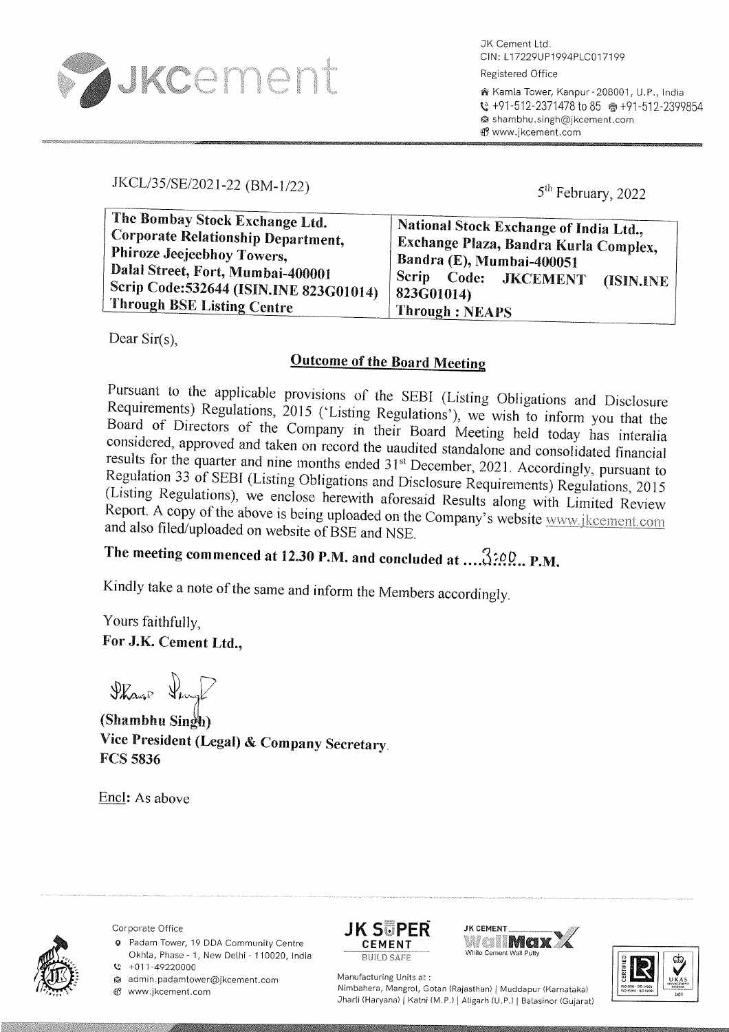JK Cement Ltd.
CIN: L17229UP1994PLC017199

Registered Office

Kamla Tower, Kanpur - 208001, U.P., India
+91-512-2371478 to 85 +91-512-2399854
shambhu.singh@jkcement.com
www.jkcement.com

JKCL/35/SE/2021-22 (BM-1/22)

5th February, 2022

| The Bombay Stock Exchange Ltd. Corporate Relationship Department, Phiroze Jeejeebhoy Towers, Dalal Street, Fort, Mumbai-400001 Scrip Code:532644 (ISIN.INE 823G01014) Through BSE Listing Centre | National Stock Exchange of India Ltd., Exchange Plaza, Bandra Kurla Complex, Bandra (E), Mumbai-400051 Scrip Code: JKCEMENT (ISIN.INE 823G01014) Through : NEAPS |
|---|---|

Dear Sir(s),

**Outcome of the Board Meeting**

Pursuant to the applicable provisions of the SEBI (Listing Obligations and Disclosure Requirements) Regulations, 2015 ('Listing Regulations'), we wish to inform you that the Board of Directors of the Company in their Board Meeting held today has interalia considered, approved and taken on record the uaudited standalone and consolidated financial results for the quarter and nine months ended 31st December, 2021. Accordingly, pursuant to Regulation 33 of SEBI (Listing Obligations and Disclosure Requirements) Regulations, 2015 (Listing Regulations), we enclose herewith aforesaid Results along with Limited Review Report. A copy of the above is being uploaded on the Company's website www.jkcement.com and also filed/uploaded on website of BSE and NSE.

**The meeting commenced at 12.30 P.M. and concluded at ....3:00.. P.M.**

Kindly take a note of the same and inform the Members accordingly.

Yours faithfully,
**For J.K. Cement Ltd.,**

**(Shambhu Singh)**
**Vice President (Legal) & Company Secretary.**
**FCS 5836**

Encl: As above

Corporate Office
Padam Tower, 19 DDA Community Centre
Okhla, Phase - 1, New Delhi - 110020, India
+011-49220000
admin.padamtower@jkcement.com
www.jkcement.com

Manufacturing Units at :
Nimbahera, Mangrol, Gotan (Rajasthan) | Muddapur (Karnataka)
Jharli (Haryana) | Katni (M.P.) | Aligarh (U.P.) | Balasinor (Gujarat)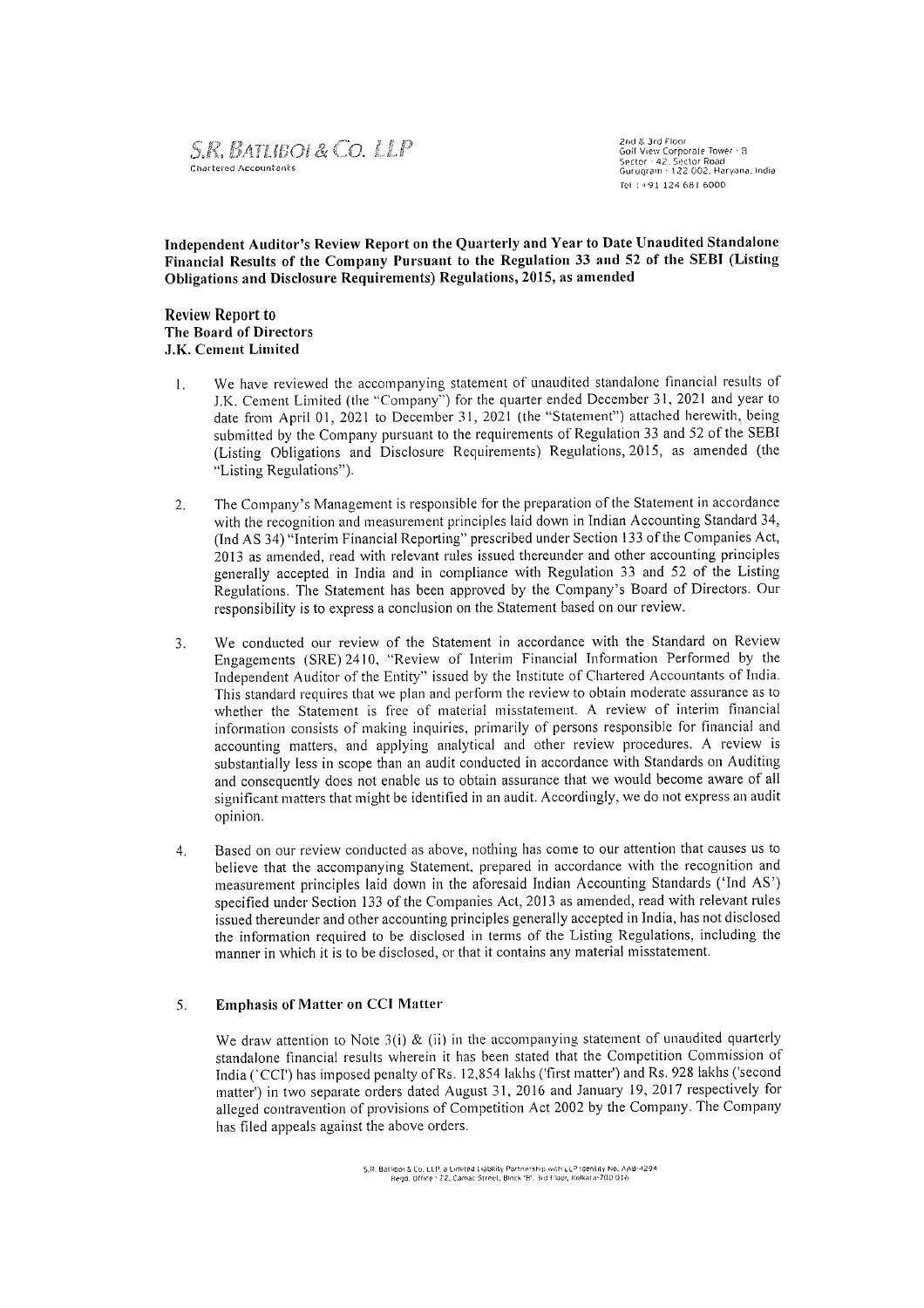S.R. BATLIBOI & CO. LLP
Chartered Accountants

2nd & 3rd Floor
Golf View Corporate Tower - B
Sector - 42, Sector Road
Gurugram - 122 002, Haryana, India
Tel : +91 124 681 6000

**Independent Auditor's Review Report on the Quarterly and Year to Date Unaudited Standalone Financial Results of the Company Pursuant to the Regulation 33 and 52 of the SEBI (Listing Obligations and Disclosure Requirements) Regulations, 2015, as amended**

**Review Report to**
**The Board of Directors**
**J.K. Cement Limited**

1. We have reviewed the accompanying statement of unaudited standalone financial results of J.K. Cement Limited (the "Company") for the quarter ended December 31, 2021 and year to date from April 01, 2021 to December 31, 2021 (the "Statement") attached herewith, being submitted by the Company pursuant to the requirements of Regulation 33 and 52 of the SEBI (Listing Obligations and Disclosure Requirements) Regulations, 2015, as amended (the "Listing Regulations").

2. The Company's Management is responsible for the preparation of the Statement in accordance with the recognition and measurement principles laid down in Indian Accounting Standard 34, (Ind AS 34) "Interim Financial Reporting" prescribed under Section 133 of the Companies Act, 2013 as amended, read with relevant rules issued thereunder and other accounting principles generally accepted in India and in compliance with Regulation 33 and 52 of the Listing Regulations. The Statement has been approved by the Company's Board of Directors. Our responsibility is to express a conclusion on the Statement based on our review.

3. We conducted our review of the Statement in accordance with the Standard on Review Engagements (SRE) 2410, "Review of Interim Financial Information Performed by the Independent Auditor of the Entity" issued by the Institute of Chartered Accountants of India. This standard requires that we plan and perform the review to obtain moderate assurance as to whether the Statement is free of material misstatement. A review of interim financial information consists of making inquiries, primarily of persons responsible for financial and accounting matters, and applying analytical and other review procedures. A review is substantially less in scope than an audit conducted in accordance with Standards on Auditing and consequently does not enable us to obtain assurance that we would become aware of all significant matters that might be identified in an audit. Accordingly, we do not express an audit opinion.

4. Based on our review conducted as above, nothing has come to our attention that causes us to believe that the accompanying Statement, prepared in accordance with the recognition and measurement principles laid down in the aforesaid Indian Accounting Standards ('Ind AS') specified under Section 133 of the Companies Act, 2013 as amended, read with relevant rules issued thereunder and other accounting principles generally accepted in India, has not disclosed the information required to be disclosed in terms of the Listing Regulations, including the manner in which it is to be disclosed, or that it contains any material misstatement.

5. **Emphasis of Matter on CCI Matter**

   We draw attention to Note 3(i) & (ii) in the accompanying statement of unaudited quarterly standalone financial results wherein it has been stated that the Competition Commission of India ('CCI') has imposed penalty of Rs. 12,854 lakhs ('first matter') and Rs. 928 lakhs ('second matter') in two separate orders dated August 31, 2016 and January 19, 2017 respectively for alleged contravention of provisions of Competition Act 2002 by the Company. The Company has filed appeals against the above orders.

S.R. Batliboi & Co. LLP, a Limited Liability Partnership with LLP Identity No. AAB-4294
Regd. Office : 22, Camac Street, Block 'B', 3rd Floor, Kolkata-700 016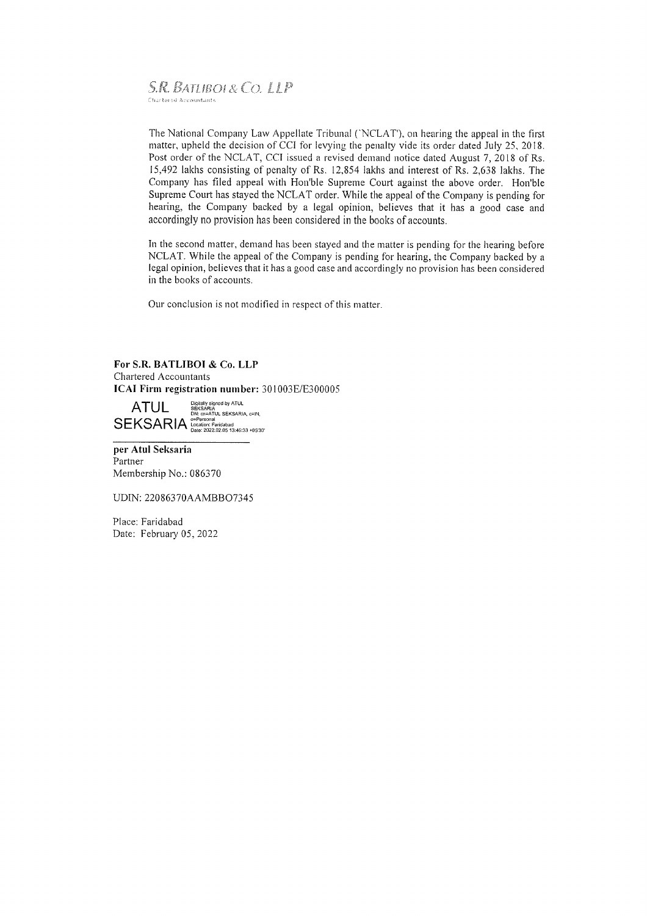S.R. BATLIBOI & CO. LLP
Chartered Accountants

The National Company Law Appellate Tribunal ('NCLAT'), on hearing the appeal in the first matter, upheld the decision of CCI for levying the penalty vide its order dated July 25, 2018. Post order of the NCLAT, CCI issued a revised demand notice dated August 7, 2018 of Rs. 15,492 lakhs consisting of penalty of Rs. 12,854 lakhs and interest of Rs. 2,638 lakhs. The Company has filed appeal with Hon'ble Supreme Court against the above order. Hon'ble Supreme Court has stayed the NCLAT order. While the appeal of the Company is pending for hearing, the Company backed by a legal opinion, believes that it has a good case and accordingly no provision has been considered in the books of accounts.

In the second matter, demand has been stayed and the matter is pending for the hearing before NCLAT. While the appeal of the Company is pending for hearing, the Company backed by a legal opinion, believes that it has a good case and accordingly no provision has been considered in the books of accounts.

Our conclusion is not modified in respect of this matter.

**For S.R. BATLIBOI & Co. LLP**
Chartered Accountants
**ICAI Firm registration number:** 301003E/E300005

ATUL SEKSARIA
Digitally signed by ATUL SEKSARIA
DN: cn=ATUL SEKSARIA, c=IN, o=Personal
Location: Faridabad
Date: 2022.02.05 13:46:33 +05'30'

**per Atul Seksaria**
Partner
Membership No.: 086370

UDIN: 22086370AAMBBO7345

Place: Faridabad
Date: February 05, 2022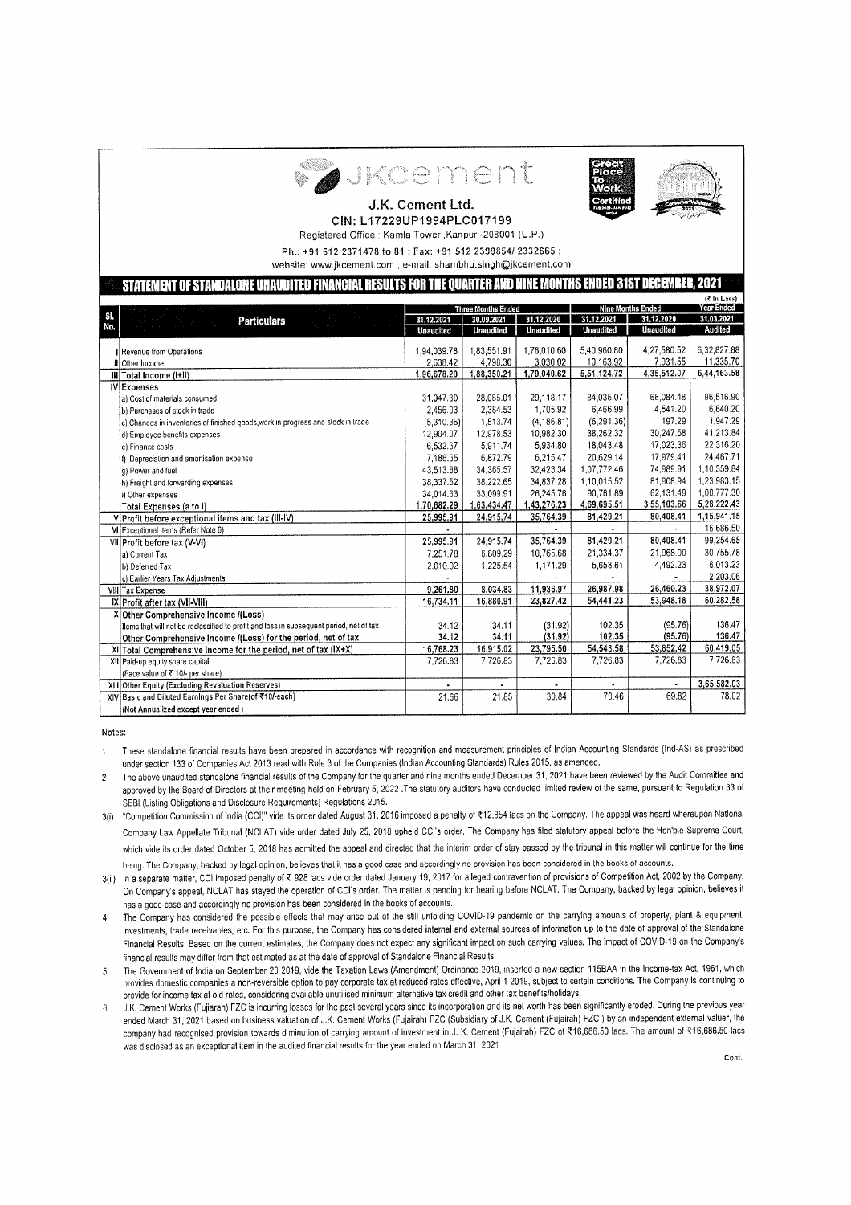# J.K. Cement Ltd.

**CIN: L17229UP1994PLC017199**

Registered Office : Kamla Tower ,Kanpur -208001 (U.P.)

Ph.: +91 512 2371478 to 81 ; Fax: +91 512 2399854/ 2332665 ;

website: www.jkcement.com ; e-mail: shambhu.singh@jkcement.com

## STATEMENT OF STANDALONE UNAUDITED FINANCIAL RESULTS FOR THE QUARTER AND NINE MONTHS ENDED 31ST DECEMBER, 2021

(₹ In Lacs)

| Sl. No. | Particulars | Three Months Ended | | | Nine Months Ended | | Year Ended |
|---|---|---|---|---|---|---|---|
| | | 31.12.2021 | 30.09.2021 | 31.12.2020 | 31.12.2021 | 31.12.2020 | 31.03.2021 |
| | | Unaudited | Unaudited | Unaudited | Unaudited | Unaudited | Audited |
| I | Revenue from Operations | 1,94,039.78 | 1,83,551.91 | 1,76,010.60 | 5,40,960.80 | 4,27,580.52 | 6,32,827.88 |
| II | Other Income | 2,638.42 | 4,798.30 | 3,030.02 | 10,163.92 | 7,931.55 | 11,335.70 |
| III | **Total Income (I+II)** | 1,96,678.20 | 1,88,350.21 | 1,79,040.62 | 5,51,124.72 | 4,35,512.07 | 6,44,163.58 |
| IV | **Expenses** | | | | | | |
| | a) Cost of materials consumed | 31,047.30 | 28,085.01 | 29,118.17 | 84,035.07 | 66,084.48 | 96,516.90 |
| | b) Purchases of stock in trade | 2,456.03 | 2,384.53 | 1,705.92 | 6,466.99 | 4,541.20 | 6,640.20 |
| | c) Changes in inventories of finished goods,work in progress and stock in trade | (5,310.36) | 1,513.74 | (4,186.81) | (6,291.36) | 197.29 | 1,947.29 |
| | d) Employee benefits expenses | 12,904.07 | 12,978.53 | 10,982.30 | 38,262.32 | 30,247.58 | 41,213.84 |
| | e) Finance costs | 6,532.67 | 5,911.74 | 5,934.80 | 18,043.48 | 17,023.36 | 22,316.20 |
| | f) Depreciation and amortisation expense | 7,186.55 | 6,872.79 | 6,215.47 | 20,629.14 | 17,979.41 | 24,467.71 |
| | g) Power and fuel | 43,513.88 | 34,365.57 | 32,423.34 | 1,07,772.46 | 74,989.91 | 1,10,359.84 |
| | h) Freight and forwarding expenses | 38,337.52 | 38,222.65 | 34,837.28 | 1,10,015.52 | 81,908.94 | 1,23,983.15 |
| | i) Other expenses | 34,014.63 | 33,099.91 | 26,245.76 | 90,761.89 | 62,131.49 | 1,00,777.30 |
| | Total Expenses (a to i) | 1,70,682.29 | 1,63,434.47 | 1,43,276.23 | 4,69,695.51 | 3,55,103.66 | 5,28,222.43 |
| V | **Profit before exceptional items and tax (III-IV)** | 25,995.91 | 24,915.74 | 35,764.39 | 81,429.21 | 80,408.41 | 1,15,941.15 |
| VI | Exceptional Items (Refer Note 6) | - | - | - | - | - | 16,686.50 |
| VII | **Profit before tax (V-VI)** | 25,995.91 | 24,915.74 | 35,764.39 | 81,429.21 | 80,408.41 | 99,254.65 |
| | a) Current Tax | 7,251.78 | 6,809.29 | 10,765.68 | 21,334.37 | 21,968.00 | 30,755.78 |
| | b) Deferred Tax | 2,010.02 | 1,225.54 | 1,171.29 | 5,653.61 | 4,492.23 | 6,013.23 |
| | c) Earlier Years Tax Adjustments | - | - | - | - | - | 2,203.06 |
| VIII | Tax Expense | 9,261.80 | 8,034.83 | 11,936.97 | 26,987.98 | 26,460.23 | 38,972.07 |
| IX | **Profit after tax (VII-VIII)** | 16,734.11 | 16,880.91 | 23,827.42 | 54,441.23 | 53,948.18 | 60,282.58 |
| X | **Other Comprehensive Income /(Loss)** | | | | | | |
| | Items that will not be reclassified to profit and loss in subsequent period, net of tax | 34.12 | 34.11 | (31.92) | 102.35 | (95.76) | 136.47 |
| | **Other Comprehensive Income /(Loss) for the period, net of tax** | 34.12 | 34.11 | (31.92) | 102.35 | (95.76) | 136.47 |
| XI | **Total Comprehensive Income for the period, net of tax (IX+X)** | 16,768.23 | 16,915.02 | 23,795.50 | 54,543.58 | 53,852.42 | 60,419.05 |
| XII | Paid-up equity share capital | 7,726.83 | 7,726.83 | 7,726.83 | 7,726.83 | 7,726.83 | 7,726.83 |
| | (Face value of ₹ 10/- per share) | | | | | | |
| XIII | Other Equity (Excluding Revaluation Reserves) | - | - | - | - | - | 3,65,582.03 |
| XIV | Basic and Diluted Earnings Per Share(of ₹10/-each) | 21.66 | 21.85 | 30.84 | 70.46 | 69.82 | 78.02 |
| | (Not Annualized except year ended ) | | | | | | |

Notes:

1. These standalone financial results have been prepared in accordance with recognition and measurement principles of Indian Accounting Standards (Ind-AS) as prescribed under section 133 of Companies Act 2013 read with Rule 3 of the Companies (Indian Accounting Standards) Rules 2015, as amended.

2. The above unaudited standalone financial results of the Company for the quarter and nine months ended December 31, 2021 have been reviewed by the Audit Committee and approved by the Board of Directors at their meeting held on February 5, 2022 .The statutory auditors have conducted limited review of the same, pursuant to Regulation 33 of SEBI (Listing Obligations and Disclosure Requirements) Regulations 2015.

3(i) "Competition Commission of India (CCI)" vide its order dated August 31, 2016 imposed a penalty of ₹12,854 lacs on the Company. The appeal was heard whereupon National Company Law Appellate Tribunal (NCLAT) vide order dated July 25, 2018 upheld CCI's order. The Company has filed statutory appeal before the Hon'ble Supreme Court, which vide its order dated October 5, 2018 has admitted the appeal and directed that the interim order of stay passed by the tribunal in this matter will continue for the time being. The Company, backed by legal opinion, believes that it has a good case and accordingly no provision has been considered in the books of accounts.

3(ii) In a separate matter, CCI imposed penalty of ₹ 928 lacs vide order dated January 19, 2017 for alleged contravention of provisions of Competition Act, 2002 by the Company. On Company's appeal, NCLAT has stayed the operation of CCI's order. The matter is pending for hearing before NCLAT. The Company, backed by legal opinion, believes it has a good case and accordingly no provision has been considered in the books of accounts.

4. The Company has considered the possible effects that may arise out of the still unfolding COVID-19 pandemic on the carrying amounts of property, plant & equipment, investments, trade receivables, etc. For this purpose, the Company has considered internal and external sources of information up to the date of approval of the Standalone Financial Results. Based on the current estimates, the Company does not expect any significant impact on such carrying values. The impact of COVID-19 on the Company's financial results may differ from that estimated as at the date of approval of Standalone Financial Results.

5. The Government of India on September 20 2019, vide the Taxation Laws (Amendment) Ordinance 2019, inserted a new section 115BAA in the Income-tax Act, 1961, which provides domestic companies a non-reversible option to pay corporate tax at reduced rates effective, April 1 2019, subject to certain conditions. The Company is continuing to provide for income tax at old rates, considering available unutilised minimum alternative tax credit and other tax benefits/holidays.

6. J.K. Cement Works (Fujairah) FZC is incurring losses for the past several years since its incorporation and its net worth has been significantly eroded. During the previous year ended March 31, 2021 based on business valuation of J.K. Cement Works (Fujairah) FZC (Subsidiary of J.K. Cement (Fujairah) FZC ) by an independent external valuer, the company had recognised provision towards diminution of carrying amount of investment in J. K. Cement (Fujairah) FZC of ₹16,686.50 lacs. The amount of ₹16,686.50 lacs was disclosed as an exceptional item in the audited financial results for the year ended on March 31, 2021

Cont.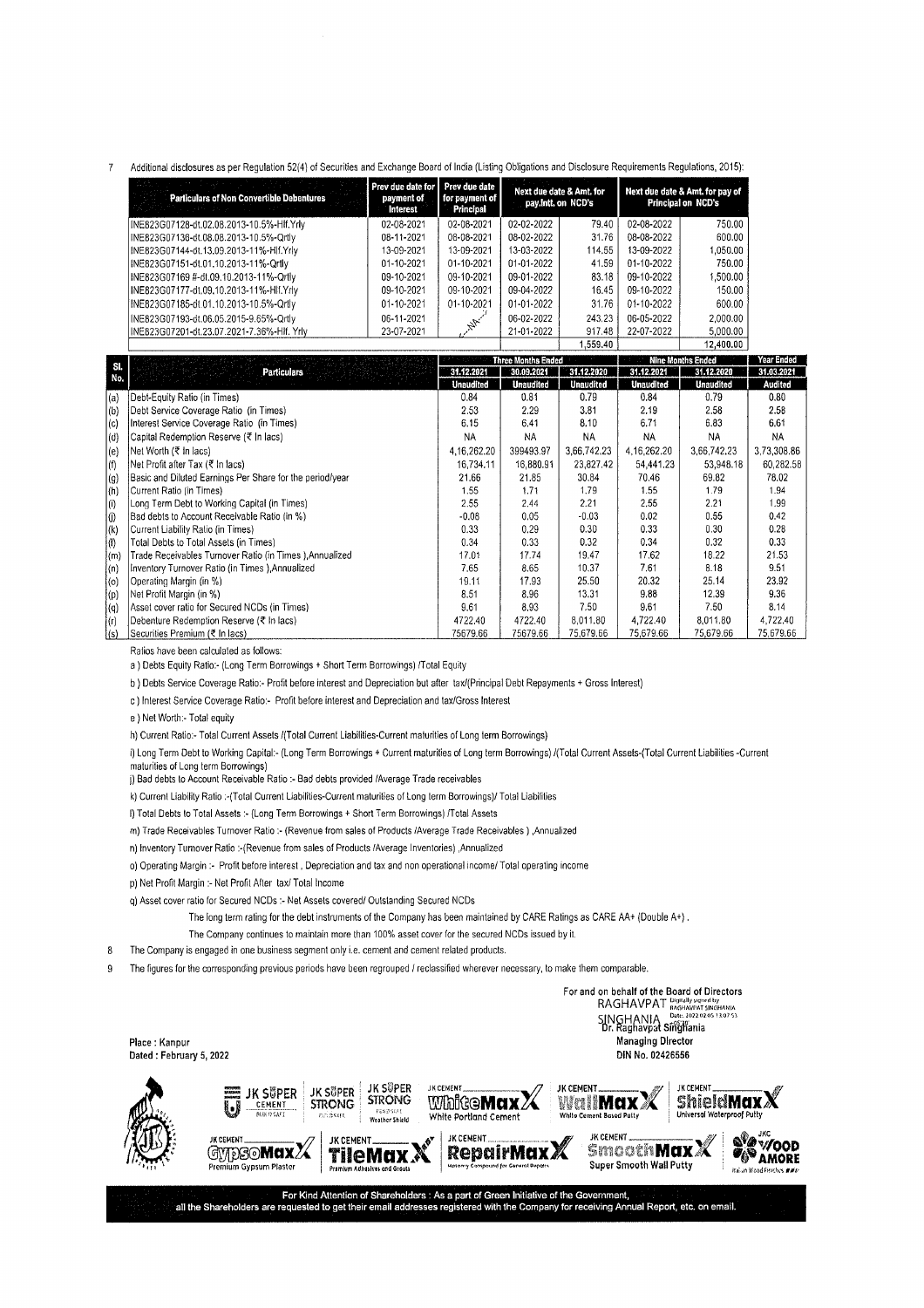7 Additional disclosures as per Regulation 52(4) of Securities and Exchange Board of India (Listing Obligations and Disclosure Requirements Regulations, 2015):

| Particulars of Non Convertible Debentures | Prev due date for payment of Interest | Prev due date for payment of Principal | Next due date & Amt. for pay.Intt. on NCD's | | Next due date & Amt. for pay of Principal on NCD's | |
|---|---|---|---|---|---|---|
| INE823G07128-dt.02.08.2013-10.5%-Hlf.Yrly | 02-08-2021 | 02-08-2021 | 02-02-2022 | 79.40 | 02-08-2022 | 750.00 |
| INE823G07136-dt.08.08.2013-10.5%-Qrtly | 08-11-2021 | 08-08-2021 | 08-02-2022 | 31.76 | 08-08-2022 | 600.00 |
| INE823G07144-dt.13.09.2013-11%-Hlf.Yrly | 13-09-2021 | 13-09-2021 | 13-03-2022 | 114.55 | 13-09-2022 | 1,050.00 |
| INE823G07151-dt.01.10.2013-11%-Qrtly | 01-10-2021 | 01-10-2021 | 01-01-2022 | 41.59 | 01-10-2022 | 750.00 |
| INE823G07169 #-dt.09.10.2013-11%-Qrtly | 09-10-2021 | 09-10-2021 | 09-01-2022 | 83.18 | 09-10-2022 | 1,500.00 |
| INE823G07177-dt.09.10.2013-11%-Hlf.Yrly | 09-10-2021 | 09-10-2021 | 09-04-2022 | 16.45 | 09-10-2022 | 150.00 |
| INE823G07185-dt.01.10.2013-10.5%-Qrtly | 01-10-2021 | 01-10-2021 | 01-01-2022 | 31.76 | 01-10-2022 | 600.00 |
| INE823G07193-dt.06.05.2015-9.65%-Qrtly | 06-11-2021 | NA | 06-02-2022 | 243.23 | 06-05-2022 | 2,000.00 |
| INE823G07201-dt.23.07.2021-7.36%-Hlf. Yrly | 23-07-2021 | | 21-01-2022 | 917.48 | 22-07-2022 | 5,000.00 |
| | | | | 1,559.40 | | 12,400.00 |

| Sl. No. | Particulars | Three Months Ended | | | Nine Months Ended | | Year Ended |
|---|---|---|---|---|---|---|---|
| | | 31.12.2021 | 30.09.2021 | 31.12.2020 | 31.12.2021 | 31.12.2020 | 31.03.2021 |
| | | Unaudited | Unaudited | Unaudited | Unaudited | Unaudited | Audited |
| (a) | Debt-Equity Ratio (in Times) | 0.84 | 0.81 | 0.79 | 0.84 | 0.79 | 0.80 |
| (b) | Debt Service Coverage Ratio (in Times) | 2.53 | 2.29 | 3.81 | 2.19 | 2.58 | 2.58 |
| (c) | Interest Service Coverage Ratio (in Times) | 6.15 | 6.41 | 8.10 | 6.71 | 6.83 | 6.61 |
| (d) | Capital Redemption Reserve (₹ In lacs) | NA | NA | NA | NA | NA | NA |
| (e) | Net Worth (₹ In lacs) | 4,16,262.20 | 399493.97 | 3,66,742.23 | 4,16,262.20 | 3,66,742.23 | 3,73,308.86 |
| (f) | Net Profit after Tax (₹ In lacs) | 16,734.11 | 16,880.91 | 23,827.42 | 54,441.23 | 53,948.18 | 60,282.58 |
| (g) | Basic and Diluted Earnings Per Share for the period/year | 21.66 | 21.85 | 30.84 | 70.46 | 69.82 | 78.02 |
| (h) | Current Ratio (in Times) | 1.55 | 1.71 | 1.79 | 1.55 | 1.79 | 1.94 |
| (i) | Long Term Debt to Working Capital (in Times) | 2.55 | 2.44 | 2.21 | 2.55 | 2.21 | 1.99 |
| (j) | Bad debts to Account Receivable Ratio (in %) | -0.08 | 0.05 | -0.03 | 0.02 | 0.55 | 0.42 |
| (k) | Current Liability Ratio (in Times) | 0.33 | 0.29 | 0.30 | 0.33 | 0.30 | 0.28 |
| (l) | Total Debts to Total Assets (in Times) | 0.34 | 0.33 | 0.32 | 0.34 | 0.32 | 0.33 |
| (m) | Trade Receivables Turnover Ratio (in Times ),Annualized | 17.01 | 17.74 | 19.47 | 17.62 | 18.22 | 21.53 |
| (n) | Inventory Turnover Ratio (in Times ),Annualized | 7.65 | 8.65 | 10.37 | 7.61 | 8.18 | 9.51 |
| (o) | Operating Margin (in %) | 19.11 | 17.93 | 25.50 | 20.32 | 25.14 | 23.92 |
| (p) | Net Profit Margin (in %) | 8.51 | 8.96 | 13.31 | 9.88 | 12.39 | 9.36 |
| (q) | Asset cover ratio for Secured NCDs (in Times) | 9.61 | 8.93 | 7.50 | 9.61 | 7.50 | 8.14 |
| (r) | Debenture Redemption Reserve (₹ In lacs) | 4722.40 | 4722.40 | 8,011.80 | 4,722.40 | 8,011.80 | 4,722.40 |
| (s) | Securities Premium (₹ In lacs) | 75679.66 | 75679.66 | 75,679.66 | 75,679.66 | 75,679.66 | 75,679.66 |

Ratios have been calculated as follows:

a ) Debts Equity Ratio:- (Long Term Borrowings + Short Term Borrowings) /Total Equity

b ) Debts Service Coverage Ratio:- Profit before interest and Depreciation but after tax/(Principal Debt Repayments + Gross Interest)

c ) Interest Service Coverage Ratio:- Profit before interest and Depreciation and tax/Gross Interest

e ) Net Worth:- Total equity

h) Current Ratio:- Total Current Assets /(Total Current Liabilities-Current maturities of Long term Borrowings)

i) Long Term Debt to Working Capital:- (Long Term Borrowings + Current maturities of Long term Borrowings) /(Total Current Assets-(Total Current Liabilities -Current maturities of Long term Borrowings)

j) Bad debts to Account Receivable Ratio :- Bad debts provided /Average Trade receivables

k) Current Liability Ratio :-(Total Current Liabilities-Current maturities of Long term Borrowings)/ Total Liabilities

l) Total Debts to Total Assets :- (Long Term Borrowings + Short Term Borrowings) /Total Assets

m) Trade Receivables Turnover Ratio :- (Revenue from sales of Products /Average Trade Receivables ) ,Annualized

n) Inventory Turnover Ratio :-(Revenue from sales of Products /Average Inventories) ,Annualized

o) Operating Margin :- Profit before interest , Depreciation and tax and non operational income/ Total operating income

p) Net Profit Margin :- Net Profit After tax/ Total Income

q) Asset cover ratio for Secured NCDs :- Net Assets covered/ Outstanding Secured NCDs

The long term rating for the debt instruments of the Company has been maintained by CARE Ratings as CARE AA+ (Double A+) .

The Company continues to maintain more than 100% asset cover for the secured NCDs issued by it.

8 The Company is engaged in one business segment only i.e. cement and cement related products.

9 The figures for the corresponding previous periods have been regrouped / reclassified wherever necessary, to make them comparable.

For and on behalf of the Board of Directors

RAGHAVPAT SINGHANIA
Digitally signed by RAGHAVPAT SINGHANIA
Date: 2022.02.05 13:07:53 +05'30'

Dr. Raghavpat Singhania
Managing Director
DIN No. 02426556

Place : Kanpur
Dated : February 5, 2022

For Kind Attention of Shareholders : As a part of Green Initiative of the Government, all the Shareholders are requested to get their email addresses registered with the Company for receiving Annual Report, etc. on email.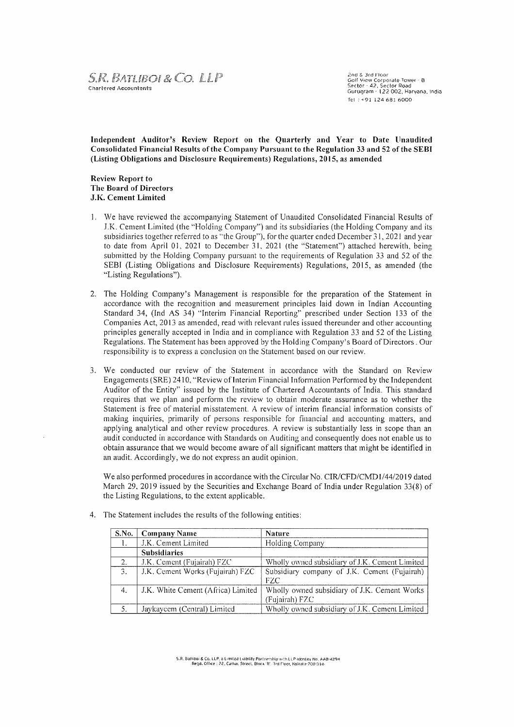S.R. BATLIBOI & CO. LLP
Chartered Accountants

2nd & 3rd Floor
Golf View Corporate Tower - B
Sector - 42, Sector Road
Gurugram - 122 002, Haryana, India
Tel : +91 124 681 6000

**Independent Auditor's Review Report on the Quarterly and Year to Date Unaudited Consolidated Financial Results of the Company Pursuant to the Regulation 33 and 52 of the SEBI (Listing Obligations and Disclosure Requirements) Regulations, 2015, as amended**

**Review Report to**
**The Board of Directors**
**J.K. Cement Limited**

1. We have reviewed the accompanying Statement of Unaudited Consolidated Financial Results of J.K. Cement Limited (the "Holding Company") and its subsidiaries (the Holding Company and its subsidiaries together referred to as "the Group"), for the quarter ended December 31, 2021 and year to date from April 01, 2021 to December 31, 2021 (the "Statement") attached herewith, being submitted by the Holding Company pursuant to the requirements of Regulation 33 and 52 of the SEBI (Listing Obligations and Disclosure Requirements) Regulations, 2015, as amended (the "Listing Regulations").

2. The Holding Company's Management is responsible for the preparation of the Statement in accordance with the recognition and measurement principles laid down in Indian Accounting Standard 34, (Ind AS 34) "Interim Financial Reporting" prescribed under Section 133 of the Companies Act, 2013 as amended, read with relevant rules issued thereunder and other accounting principles generally accepted in India and in compliance with Regulation 33 and 52 of the Listing Regulations. The Statement has been approved by the Holding Company's Board of Directors. Our responsibility is to express a conclusion on the Statement based on our review.

3. We conducted our review of the Statement in accordance with the Standard on Review Engagements (SRE) 2410, "Review of Interim Financial Information Performed by the Independent Auditor of the Entity" issued by the Institute of Chartered Accountants of India. This standard requires that we plan and perform the review to obtain moderate assurance as to whether the Statement is free of material misstatement. A review of interim financial information consists of making inquiries, primarily of persons responsible for financial and accounting matters, and applying analytical and other review procedures. A review is substantially less in scope than an audit conducted in accordance with Standards on Auditing and consequently does not enable us to obtain assurance that we would become aware of all significant matters that might be identified in an audit. Accordingly, we do not express an audit opinion.

   We also performed procedures in accordance with the Circular No. CIR/CFD/CMD1/44/2019 dated March 29, 2019 issued by the Securities and Exchange Board of India under Regulation 33(8) of the Listing Regulations, to the extent applicable.

4. The Statement includes the results of the following entities:

| S.No. | Company Name | Nature |
|---|---|---|
| 1. | J.K. Cement Limited | Holding Company |
| | **Subsidiaries** | |
| 2. | J.K. Cement (Fujairah) FZC | Wholly owned subsidiary of J.K. Cement Limited |
| 3. | J.K. Cement Works (Fujairah) FZC | Subsidiary company of J.K. Cement (Fujairah) FZC |
| 4. | J.K. White Cement (Africa) Limited | Wholly owned subsidiary of J.K. Cement Works (Fujairah) FZC |
| 5. | Jaykaycem (Central) Limited | Wholly owned subsidiary of J.K. Cement Limited |

S.R. Batliboi & Co. LLP, a Limited Liability Partnership with LLP Identity No. AAB-4294
Regd. Office : 22, Camac Street, Block 'B', 3rd Floor, Kolkata-700 016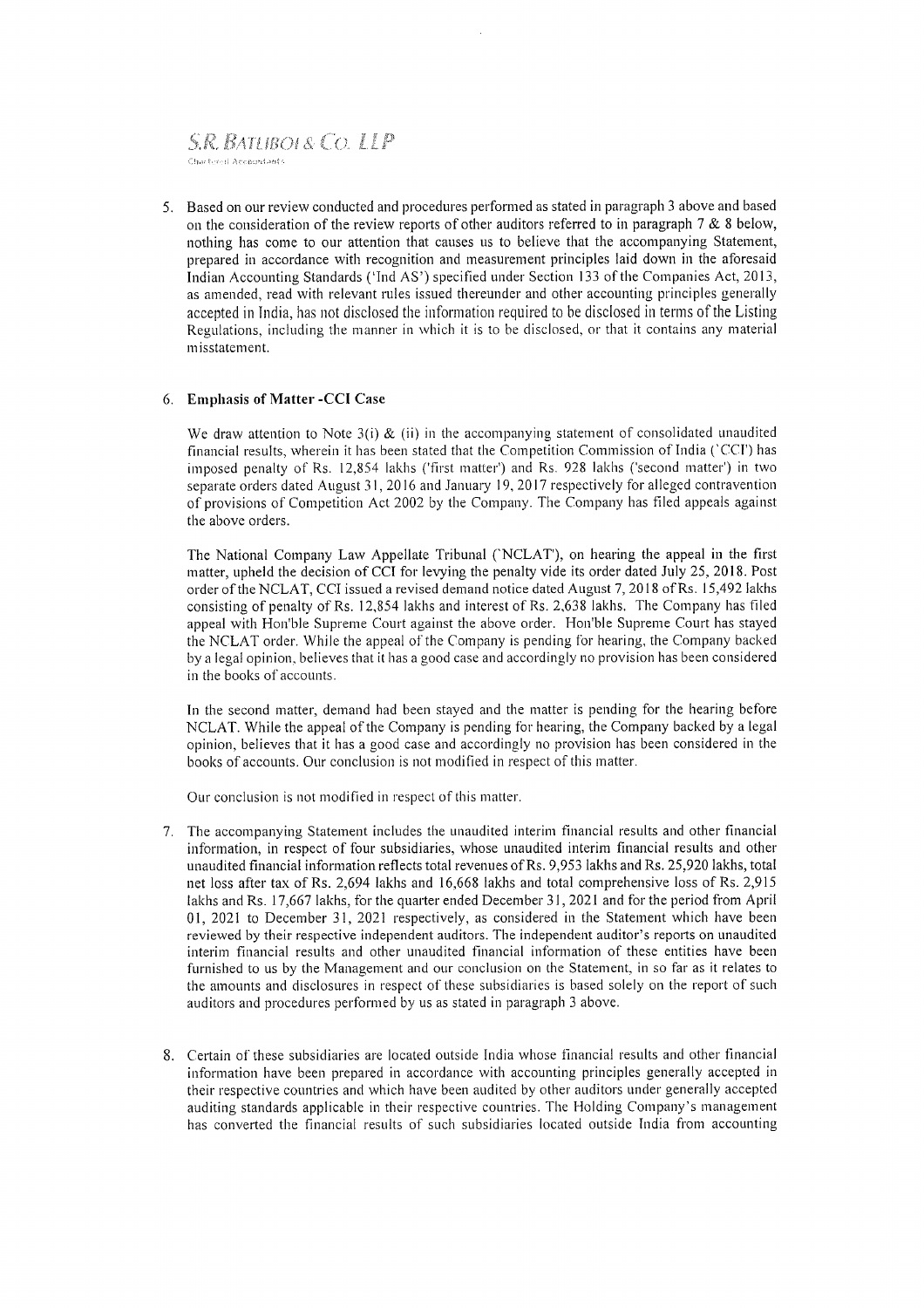S.R. Batliboi & Co. LLP
Chartered Accountants

5. Based on our review conducted and procedures performed as stated in paragraph 3 above and based on the consideration of the review reports of other auditors referred to in paragraph 7 & 8 below, nothing has come to our attention that causes us to believe that the accompanying Statement, prepared in accordance with recognition and measurement principles laid down in the aforesaid Indian Accounting Standards ('Ind AS') specified under Section 133 of the Companies Act, 2013, as amended, read with relevant rules issued thereunder and other accounting principles generally accepted in India, has not disclosed the information required to be disclosed in terms of the Listing Regulations, including the manner in which it is to be disclosed, or that it contains any material misstatement.

6. **Emphasis of Matter -CCI Case**

   We draw attention to Note 3(i) & (ii) in the accompanying statement of consolidated unaudited financial results, wherein it has been stated that the Competition Commission of India ('CCI') has imposed penalty of Rs. 12,854 lakhs ('first matter') and Rs. 928 lakhs ('second matter') in two separate orders dated August 31, 2016 and January 19, 2017 respectively for alleged contravention of provisions of Competition Act 2002 by the Company. The Company has filed appeals against the above orders.

   The National Company Law Appellate Tribunal ('NCLAT'), on hearing the appeal in the first matter, upheld the decision of CCI for levying the penalty vide its order dated July 25, 2018. Post order of the NCLAT, CCI issued a revised demand notice dated August 7, 2018 of Rs. 15,492 lakhs consisting of penalty of Rs. 12,854 lakhs and interest of Rs. 2,638 lakhs. The Company has filed appeal with Hon'ble Supreme Court against the above order. Hon'ble Supreme Court has stayed the NCLAT order. While the appeal of the Company is pending for hearing, the Company backed by a legal opinion, believes that it has a good case and accordingly no provision has been considered in the books of accounts.

   In the second matter, demand had been stayed and the matter is pending for the hearing before NCLAT. While the appeal of the Company is pending for hearing, the Company backed by a legal opinion, believes that it has a good case and accordingly no provision has been considered in the books of accounts. Our conclusion is not modified in respect of this matter.

   Our conclusion is not modified in respect of this matter.

7. The accompanying Statement includes the unaudited interim financial results and other financial information, in respect of four subsidiaries, whose unaudited interim financial results and other unaudited financial information reflects total revenues of Rs. 9,953 lakhs and Rs. 25,920 lakhs, total net loss after tax of Rs. 2,694 lakhs and 16,668 lakhs and total comprehensive loss of Rs. 2,915 lakhs and Rs. 17,667 lakhs, for the quarter ended December 31, 2021 and for the period from April 01, 2021 to December 31, 2021 respectively, as considered in the Statement which have been reviewed by their respective independent auditors. The independent auditor's reports on unaudited interim financial results and other unaudited financial information of these entities have been furnished to us by the Management and our conclusion on the Statement, in so far as it relates to the amounts and disclosures in respect of these subsidiaries is based solely on the report of such auditors and procedures performed by us as stated in paragraph 3 above.

8. Certain of these subsidiaries are located outside India whose financial results and other financial information have been prepared in accordance with accounting principles generally accepted in their respective countries and which have been audited by other auditors under generally accepted auditing standards applicable in their respective countries. The Holding Company's management has converted the financial results of such subsidiaries located outside India from accounting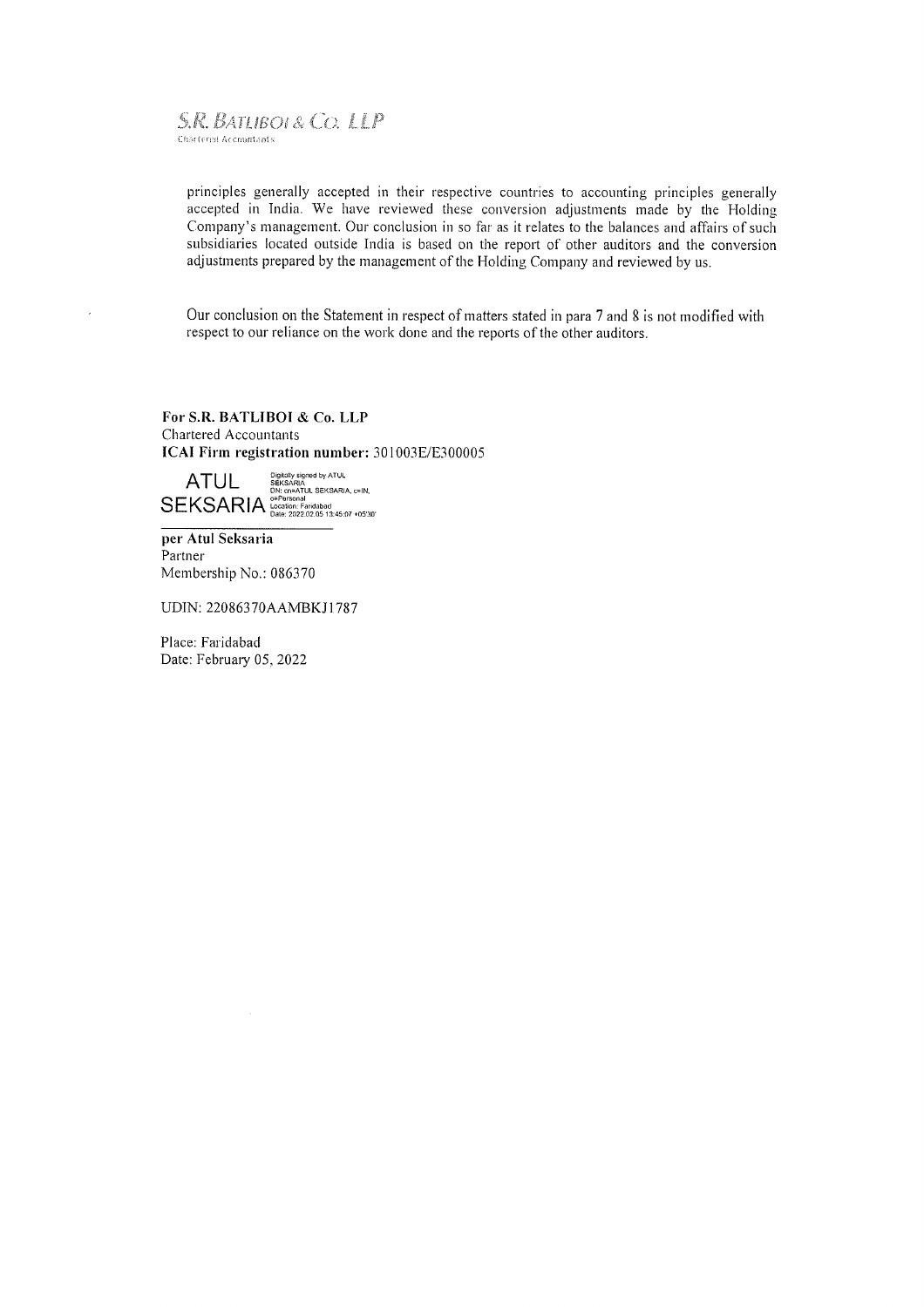principles generally accepted in their respective countries to accounting principles generally accepted in India. We have reviewed these conversion adjustments made by the Holding Company's management. Our conclusion in so far as it relates to the balances and affairs of such subsidiaries located outside India is based on the report of other auditors and the conversion adjustments prepared by the management of the Holding Company and reviewed by us.

Our conclusion on the Statement in respect of matters stated in para 7 and 8 is not modified with respect to our reliance on the work done and the reports of the other auditors.

**For S.R. BATLIBOI & Co. LLP**
Chartered Accountants
**ICAI Firm registration number:** 301003E/E300005

ATUL SEKSARIA
Digitally signed by ATUL SEKSARIA
DN: cn=ATUL SEKSARIA, c=IN, o=Personal
Location: Faridabad
Date: 2022.02.05 13:45:07 +05'30'

**per Atul Seksaria**
Partner
Membership No.: 086370

UDIN: 22086370AAMBKJ1787

Place: Faridabad
Date: February 05, 2022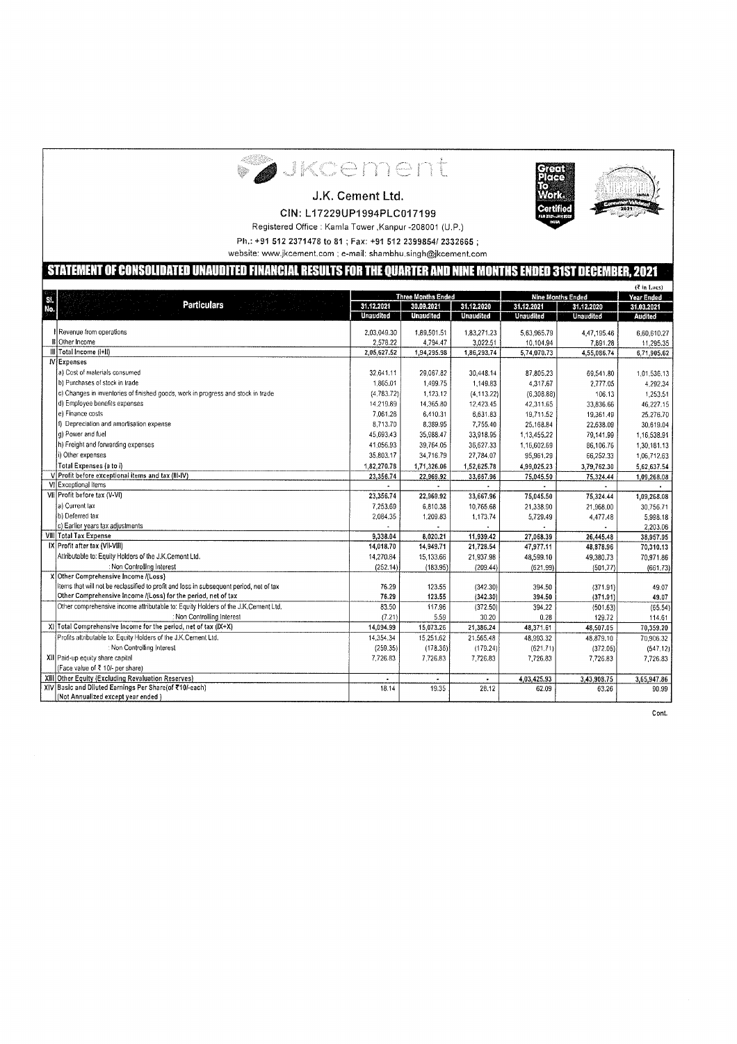# J.K. Cement Ltd.

CIN: L17229UP1994PLC017199

Registered Office : Kamla Tower ,Kanpur -208001 (U.P.)

Ph.: +91 512 2371478 to 81 ; Fax: +91 512 2399854/ 2332665 ;

website: www.jkcement.com ; e-mail: shambhu.singh@jkcement.com

## STATEMENT OF CONSOLIDATED UNAUDITED FINANCIAL RESULTS FOR THE QUARTER AND NINE MONTHS ENDED 31ST DECEMBER, 2021

(₹ in Lacs)

| Sl. No. | Particulars | Three Months Ended | | | Nine Months Ended | | Year Ended |
|---|---|---|---|---|---|---|---|
| | | 31.12.2021 | 30.09.2021 | 31.12.2020 | 31.12.2021 | 31.12.2020 | 31.03.2021 |
| | | Unaudited | Unaudited | Unaudited | Unaudited | Unaudited | Audited |
| I | Revenue from operations | 2,03,049.30 | 1,89,501.51 | 1,83,271.23 | 5,63,965.79 | 4,47,195.46 | 6,60,610.27 |
| II | Other Income | 2,578.22 | 4,794.47 | 3,022.51 | 10,104.94 | 7,891.28 | 11,295.35 |
| III | Total Income (I+II) | 2,05,627.52 | 1,94,295.98 | 1,86,293.74 | 5,74,070.73 | 4,55,086.74 | 6,71,905.62 |
| IV | Expenses | | | | | | |
| | a) Cost of materials consumed | 32,641.11 | 29,067.82 | 30,448.14 | 87,805.23 | 69,541.80 | 1,01,536.13 |
| | b) Purchases of stock in trade | 1,865.01 | 1,499.75 | 1,149.83 | 4,317.67 | 2,777.05 | 4,292.34 |
| | c) Changes in inventories of finished goods, work in progress and stock in trade | (4,783.72) | 1,123.12 | (4,113.22) | (6,308.88) | 106.13 | 1,253.51 |
| | d) Employee benefits expenses | 14,219.89 | 14,365.80 | 12,423.45 | 42,311.65 | 33,836.66 | 46,227.15 |
| | e) Finance costs | 7,061.26 | 6,410.31 | 6,631.83 | 19,711.52 | 19,361.49 | 25,276.70 |
| | f) Depreciation and amortisation expense | 8,713.70 | 8,389.95 | 7,755.40 | 25,168.84 | 22,638.09 | 30,619.04 |
| | g) Power and fuel | 45,693.43 | 35,988.47 | 33,918.95 | 1,13,455.22 | 79,141.99 | 1,16,538.91 |
| | h) Freight and forwarding expenses | 41,056.93 | 39,764.05 | 36,627.33 | 1,16,602.69 | 86,106.76 | 1,30,181.13 |
| | i) Other expenses | 35,803.17 | 34,716.79 | 27,784.07 | 95,961.29 | 66,252.33 | 1,06,712.63 |
| | Total Expenses (a to i) | 1,82,270.78 | 1,71,326.06 | 1,52,625.78 | 4,99,025.23 | 3,79,762.30 | 5,62,637.54 |
| V | Profit before exceptional items and tax (III-IV) | 23,356.74 | 22,969.92 | 33,667.96 | 75,045.50 | 75,324.44 | 1,09,268.08 |
| VI | Exceptional Items | - | - | - | - | - | - |
| VII | Profit before tax (V-VI) | 23,356.74 | 22,969.92 | 33,667.96 | 75,045.50 | 75,324.44 | 1,09,268.08 |
| | a) Current tax | 7,253.69 | 6,810.38 | 10,765.68 | 21,338.90 | 21,968.00 | 30,756.71 |
| | b) Deferred tax | 2,084.35 | 1,209.83 | 1,173.74 | 5,729.49 | 4,477.48 | 5,998.18 |
| | c) Earlier years tax adjustments | - | - | - | - | - | 2,203.06 |
| VIII | Total Tax Expense | 9,338.04 | 8,020.21 | 11,939.42 | 27,068.39 | 26,445.48 | 38,957.95 |
| IX | Profit after tax (VII-VIII) | 14,018.70 | 14,949.71 | 21,728.54 | 47,977.11 | 48,878.96 | 70,310.13 |
| | Attributable to: Equity Holders of the J.K.Cement Ltd. | 14,270.84 | 15,133.66 | 21,937.98 | 48,599.10 | 49,380.73 | 70,971.86 |
| | : Non Controlling Interest | (252.14) | (183.95) | (209.44) | (621.99) | (501.77) | (661.73) |
| X | Other Comprehensive Income /(Loss) | | | | | | |
| | Items that will not be reclassified to profit and loss in subsequent period, net of tax | 76.29 | 123.55 | (342.30) | 394.50 | (371.91) | 49.07 |
| | Other Comprehensive Income /(Loss) for the period, net of tax | 76.29 | 123.55 | (342.30) | 394.50 | (371.91) | 49.07 |
| | Other comprehensive income attributable to: Equity Holders of the J.K.Cement Ltd. | 83.50 | 117.96 | (372.50) | 394.22 | (501.63) | (65.54) |
| | : Non Controlling Interest | (7.21) | 5.59 | 30.20 | 0.28 | 129.72 | 114.61 |
| XI | Total Comprehensive Income for the period, net of tax (IX+X) | 14,094.99 | 15,073.26 | 21,386.24 | 48,371.61 | 48,507.05 | 70,359.20 |
| | Profits attributable to: Equity Holders of the J.K.Cement Ltd. | 14,354.34 | 15,251.62 | 21,565.48 | 48,993.32 | 48,879.10 | 70,906.32 |
| | : Non Controlling Interest | (259.35) | (178.36) | (179.24) | (621.71) | (372.05) | (547.12) |
| XII | Paid-up equity share capital | 7,726.83 | 7,726.83 | 7,726.83 | 7,726.83 | 7,726.83 | 7,726.83 |
| | (Face value of ₹ 10/- per share) | | | | | | |
| XIII | Other Equity (Excluding Revaluation Reserves) | - | - | - | 4,03,425.93 | 3,43,908.75 | 3,65,947.86 |
| XIV | Basic and Diluted Earnings Per Share(of ₹10/-each) (Not Annualized except year ended ) | 18.14 | 19.35 | 28.12 | 62.09 | 63.26 | 90.99 |

Cont.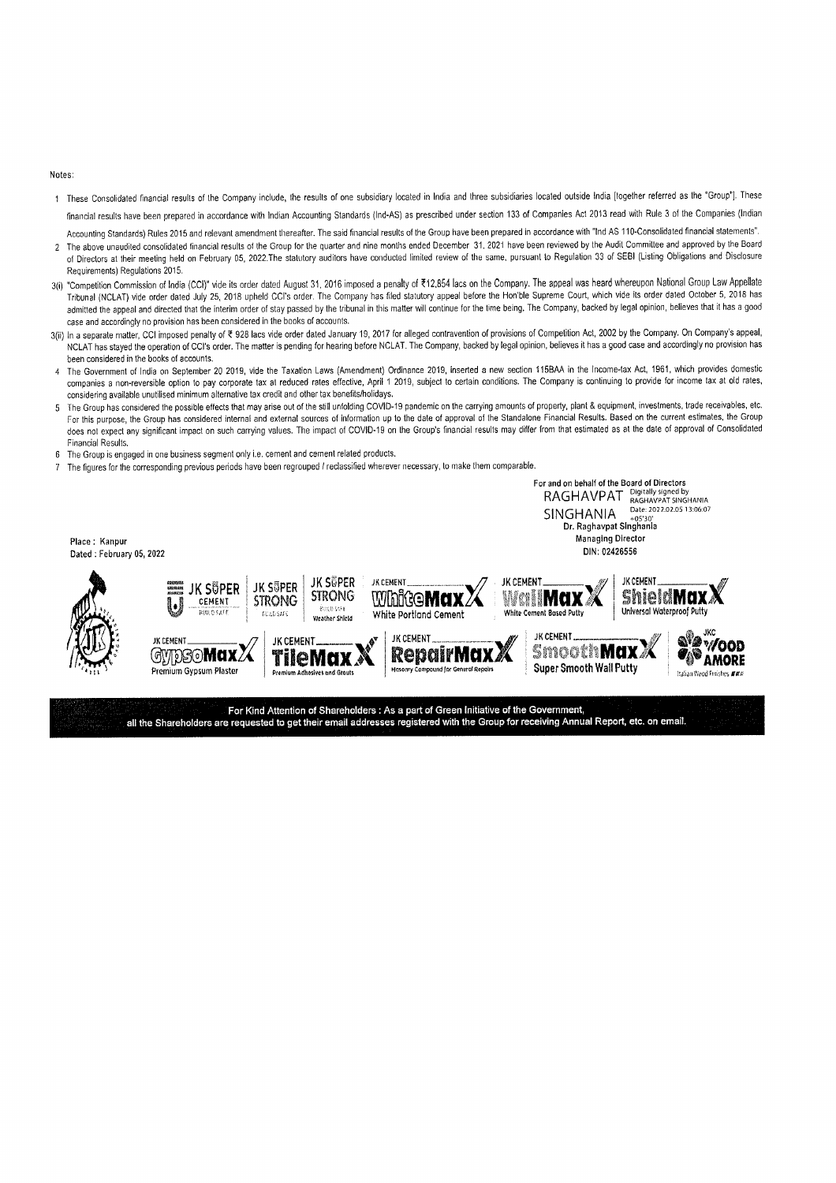Notes:

1. These Consolidated financial results of the Company include, the results of one subsidiary located in India and three subsidiaries located outside India [together referred as the "Group"]. These financial results have been prepared in accordance with Indian Accounting Standards (Ind-AS) as prescribed under section 133 of Companies Act 2013 read with Rule 3 of the Companies (Indian Accounting Standards) Rules 2015 and relevant amendment thereafter. The said financial results of the Group have been prepared in accordance with "Ind AS 110-Consolidated financial statements".
2. The above unaudited consolidated financial results of the Group for the quarter and nine months ended December 31, 2021 have been reviewed by the Audit Committee and approved by the Board of Directors at their meeting held on February 05, 2022.The statutory auditors have conducted limited review of the same, pursuant to Regulation 33 of SEBI (Listing Obligations and Disclosure Requirements) Regulations 2015.

3(i) "Competition Commission of India (CCI)" vide its order dated August 31, 2016 imposed a penalty of ₹12,854 lacs on the Company. The appeal was heard whereupon National Group Law Appellate Tribunal (NCLAT) vide order dated July 25, 2018 upheld CCI's order. The Company has filed statutory appeal before the Hon'ble Supreme Court, which vide its order dated October 5, 2018 has admitted the appeal and directed that the interim order of stay passed by the tribunal in this matter will continue for the time being. The Company, backed by legal opinion, believes that it has a good case and accordingly no provision has been considered in the books of accounts.

3(ii) In a separate matter, CCI imposed penalty of ₹ 928 lacs vide order dated January 19, 2017 for alleged contravention of provisions of Competition Act, 2002 by the Company. On Company's appeal, NCLAT has stayed the operation of CCI's order. The matter is pending for hearing before NCLAT. The Company, backed by legal opinion, believes that it has a good case and accordingly no provision has been considered in the books of accounts.

4. The Government of India on September 20 2019, vide the Taxation Laws (Amendment) Ordinance 2019, inserted a new section 115BAA in the Income-tax Act, 1961, which provides domestic companies a non-reversible option to pay corporate tax at reduced rates effective, April 1 2019, subject to certain conditions. The Company is continuing to provide for income tax at old rates, considering available unutilised minimum alternative tax credit and other tax benefits/holidays.
5. The Group has considered the possible effects that may arise out of the still unfolding COVID-19 pandemic on the carrying amounts of property, plant & equipment, investments, trade receivables, etc. For this purpose, the Group has considered internal and external sources of information up to the date of approval of the Standalone Financial Results. Based on the current estimates, the Group does not expect any significant impact on such carrying values. The impact of COVID-19 on the Group's financial results may differ from that estimated as at the date of approval of Consolidated Financial Results.
6. The Group is engaged in one business segment only i.e. cement and cement related products.
7. The figures for the corresponding previous periods have been regrouped / reclassified wherever necessary, to make them comparable.

For and on behalf of the Board of Directors

RAGHAVPAT SINGHANIA Digitally signed by RAGHAVPAT SINGHANIA Date: 2022.02.05 13:06:07 +05'30'

Dr. Raghavpat Singhania
Managing Director
DIN: 02426556

Place : Kanpur
Dated : February 05, 2022

JK SUPER CEMENT BUILD SAFE | JK SUPER STRONG BUILD SAFE | JK SUPER STRONG Weather Shield | JK CEMENT WhiteMaxX White Portland Cement | JK CEMENT WallMaxX White Cement Based Putty | JK CEMENT ShieldMaxX Universal Waterproof Putty

JK CEMENT GypsoMaxX Premium Gypsum Plaster | JK CEMENT TileMaxX Premium Adhesives and Grouts | JK CEMENT RepairMaxX Masonry Compound for General Repairs | JK CEMENT SmoothMaxX Super Smooth Wall Putty | JKC WOOD AMORE Italian Wood Finishes

**For Kind Attention of Shareholders : As a part of Green Initiative of the Government, all the Shareholders are requested to get their email addresses registered with the Group for receiving Annual Report, etc. on email.**